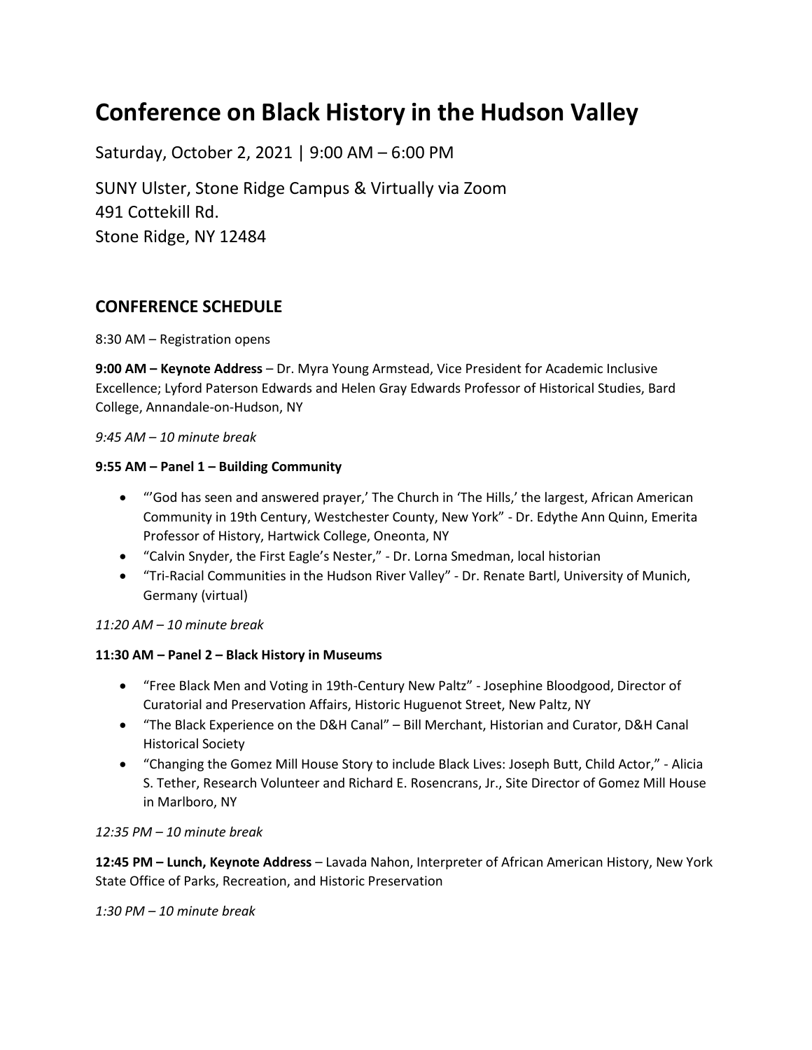# Conference on Black History in the Hudson Valley

Saturday, October 2, 2021 | 9:00 AM – 6:00 PM

SUNY Ulster, Stone Ridge Campus & Virtually via Zoom
491 Cottekill Rd.
Stone Ridge, NY 12484

## CONFERENCE SCHEDULE

8:30 AM – Registration opens

**9:00 AM – Keynote Address** – Dr. Myra Young Armstead, Vice President for Academic Inclusive Excellence; Lyford Paterson Edwards and Helen Gray Edwards Professor of Historical Studies, Bard College, Annandale-on-Hudson, NY

*9:45 AM – 10 minute break*

**9:55 AM – Panel 1 – Building Community**

- "'God has seen and answered prayer,' The Church in 'The Hills,' the largest, African American Community in 19th Century, Westchester County, New York" - Dr. Edythe Ann Quinn, Emerita Professor of History, Hartwick College, Oneonta, NY
- "Calvin Snyder, the First Eagle's Nester," - Dr. Lorna Smedman, local historian
- "Tri-Racial Communities in the Hudson River Valley" - Dr. Renate Bartl, University of Munich, Germany (virtual)

*11:20 AM – 10 minute break*

**11:30 AM – Panel 2 – Black History in Museums**

- "Free Black Men and Voting in 19th-Century New Paltz" - Josephine Bloodgood, Director of Curatorial and Preservation Affairs, Historic Huguenot Street, New Paltz, NY
- "The Black Experience on the D&H Canal" – Bill Merchant, Historian and Curator, D&H Canal Historical Society
- "Changing the Gomez Mill House Story to include Black Lives: Joseph Butt, Child Actor," - Alicia S. Tether, Research Volunteer and Richard E. Rosencrans, Jr., Site Director of Gomez Mill House in Marlboro, NY

*12:35 PM – 10 minute break*

**12:45 PM – Lunch, Keynote Address** – Lavada Nahon, Interpreter of African American History, New York State Office of Parks, Recreation, and Historic Preservation

*1:30 PM – 10 minute break*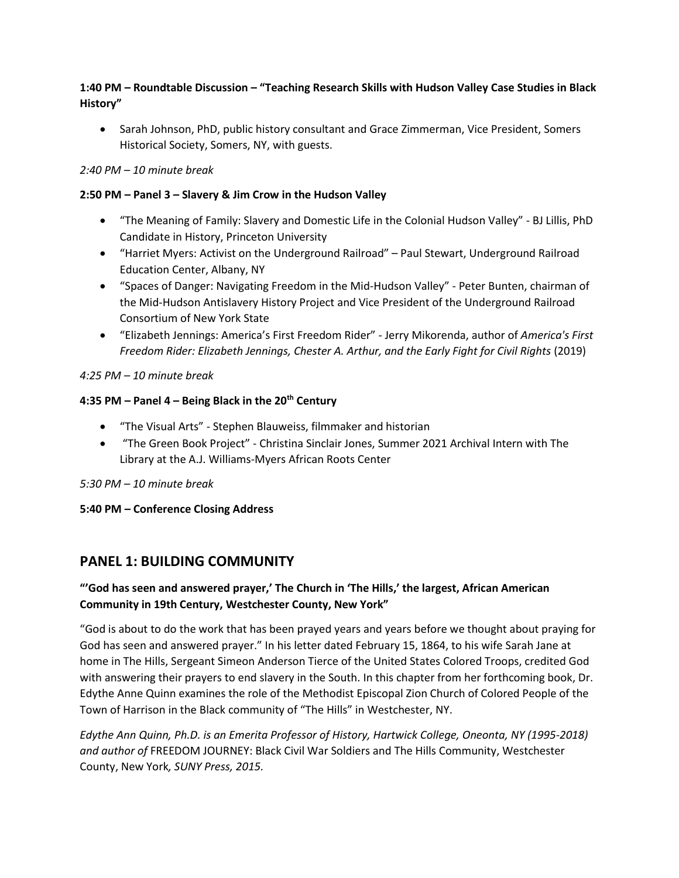**1:40 PM – Roundtable Discussion – "Teaching Research Skills with Hudson Valley Case Studies in Black History"**

- Sarah Johnson, PhD, public history consultant and Grace Zimmerman, Vice President, Somers Historical Society, Somers, NY, with guests.

*2:40 PM – 10 minute break*

**2:50 PM – Panel 3 – Slavery & Jim Crow in the Hudson Valley**

- "The Meaning of Family: Slavery and Domestic Life in the Colonial Hudson Valley" - BJ Lillis, PhD Candidate in History, Princeton University
- "Harriet Myers: Activist on the Underground Railroad" – Paul Stewart, Underground Railroad Education Center, Albany, NY
- "Spaces of Danger: Navigating Freedom in the Mid-Hudson Valley" - Peter Bunten, chairman of the Mid-Hudson Antislavery History Project and Vice President of the Underground Railroad Consortium of New York State
- "Elizabeth Jennings: America's First Freedom Rider" - Jerry Mikorenda, author of *America's First Freedom Rider: Elizabeth Jennings, Chester A. Arthur, and the Early Fight for Civil Rights* (2019)

*4:25 PM – 10 minute break*

**4:35 PM – Panel 4 – Being Black in the 20th Century**

- "The Visual Arts" - Stephen Blauweiss, filmmaker and historian
- "The Green Book Project" - Christina Sinclair Jones, Summer 2021 Archival Intern with The Library at the A.J. Williams-Myers African Roots Center

*5:30 PM – 10 minute break*

**5:40 PM – Conference Closing Address**

## PANEL 1: BUILDING COMMUNITY

### "'God has seen and answered prayer,' The Church in 'The Hills,' the largest, African American Community in 19th Century, Westchester County, New York"

"God is about to do the work that has been prayed years and years before we thought about praying for God has seen and answered prayer." In his letter dated February 15, 1864, to his wife Sarah Jane at home in The Hills, Sergeant Simeon Anderson Tierce of the United States Colored Troops, credited God with answering their prayers to end slavery in the South. In this chapter from her forthcoming book, Dr. Edythe Anne Quinn examines the role of the Methodist Episcopal Zion Church of Colored People of the Town of Harrison in the Black community of "The Hills" in Westchester, NY.

*Edythe Ann Quinn, Ph.D. is an Emerita Professor of History, Hartwick College, Oneonta, NY (1995-2018) and author of* FREEDOM JOURNEY: Black Civil War Soldiers and The Hills Community, Westchester County, New York*, SUNY Press, 2015.*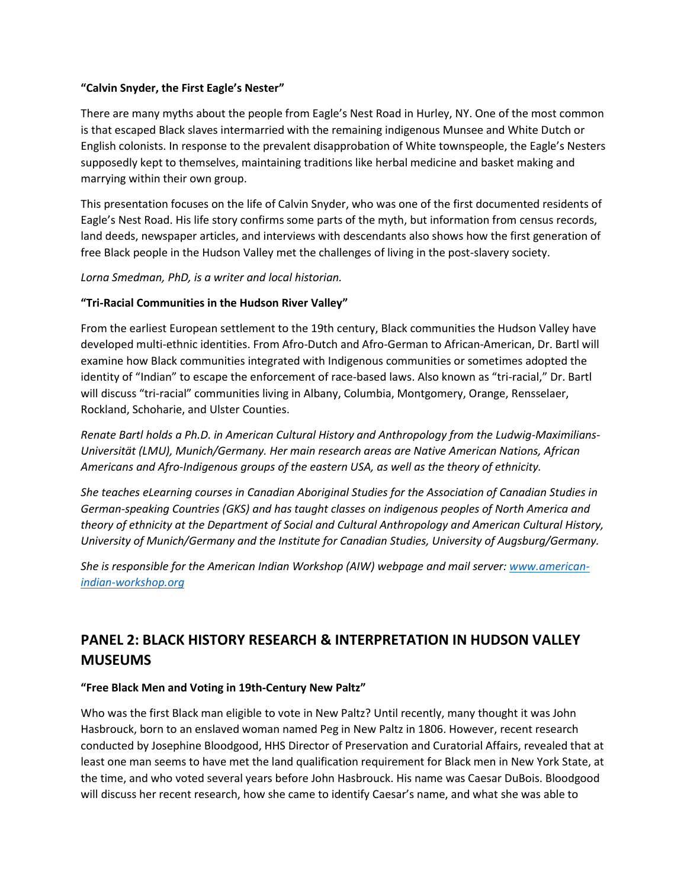**"Calvin Snyder, the First Eagle's Nester"**

There are many myths about the people from Eagle's Nest Road in Hurley, NY. One of the most common is that escaped Black slaves intermarried with the remaining indigenous Munsee and White Dutch or English colonists. In response to the prevalent disapprobation of White townspeople, the Eagle's Nesters supposedly kept to themselves, maintaining traditions like herbal medicine and basket making and marrying within their own group.

This presentation focuses on the life of Calvin Snyder, who was one of the first documented residents of Eagle's Nest Road. His life story confirms some parts of the myth, but information from census records, land deeds, newspaper articles, and interviews with descendants also shows how the first generation of free Black people in the Hudson Valley met the challenges of living in the post-slavery society.

*Lorna Smedman, PhD, is a writer and local historian.*

**"Tri-Racial Communities in the Hudson River Valley"**

From the earliest European settlement to the 19th century, Black communities the Hudson Valley have developed multi-ethnic identities. From Afro-Dutch and Afro-German to African-American, Dr. Bartl will examine how Black communities integrated with Indigenous communities or sometimes adopted the identity of "Indian" to escape the enforcement of race-based laws. Also known as "tri-racial," Dr. Bartl will discuss "tri-racial" communities living in Albany, Columbia, Montgomery, Orange, Rensselaer, Rockland, Schoharie, and Ulster Counties.

*Renate Bartl holds a Ph.D. in American Cultural History and Anthropology from the Ludwig-Maximilians-Universität (LMU), Munich/Germany. Her main research areas are Native American Nations, African Americans and Afro-Indigenous groups of the eastern USA, as well as the theory of ethnicity.*

*She teaches eLearning courses in Canadian Aboriginal Studies for the Association of Canadian Studies in German-speaking Countries (GKS) and has taught classes on indigenous peoples of North America and theory of ethnicity at the Department of Social and Cultural Anthropology and American Cultural History, University of Munich/Germany and the Institute for Canadian Studies, University of Augsburg/Germany.*

*She is responsible for the American Indian Workshop (AIW) webpage and mail server: [www.american-indian-workshop.org](www.american-indian-workshop.org)*

## PANEL 2: BLACK HISTORY RESEARCH & INTERPRETATION IN HUDSON VALLEY MUSEUMS

**"Free Black Men and Voting in 19th-Century New Paltz"**

Who was the first Black man eligible to vote in New Paltz? Until recently, many thought it was John Hasbrouck, born to an enslaved woman named Peg in New Paltz in 1806. However, recent research conducted by Josephine Bloodgood, HHS Director of Preservation and Curatorial Affairs, revealed that at least one man seems to have met the land qualification requirement for Black men in New York State, at the time, and who voted several years before John Hasbrouck. His name was Caesar DuBois. Bloodgood will discuss her recent research, how she came to identify Caesar's name, and what she was able to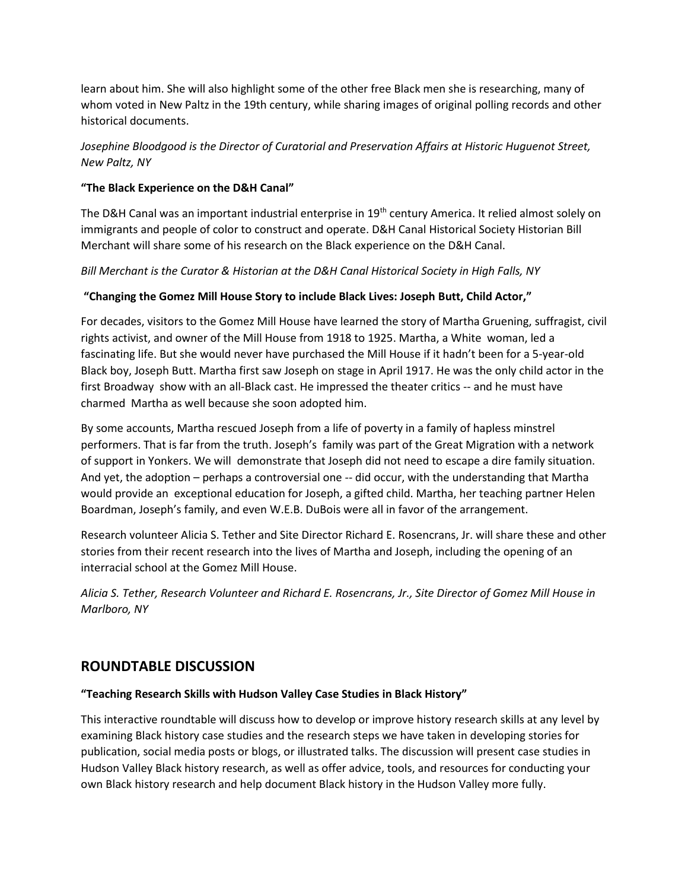learn about him. She will also highlight some of the other free Black men she is researching, many of whom voted in New Paltz in the 19th century, while sharing images of original polling records and other historical documents.

*Josephine Bloodgood is the Director of Curatorial and Preservation Affairs at Historic Huguenot Street, New Paltz, NY*

**"The Black Experience on the D&H Canal"**

The D&H Canal was an important industrial enterprise in 19th century America. It relied almost solely on immigrants and people of color to construct and operate. D&H Canal Historical Society Historian Bill Merchant will share some of his research on the Black experience on the D&H Canal.

*Bill Merchant is the Curator & Historian at the D&H Canal Historical Society in High Falls, NY*

**"Changing the Gomez Mill House Story to include Black Lives: Joseph Butt, Child Actor,"**

For decades, visitors to the Gomez Mill House have learned the story of Martha Gruening, suffragist, civil rights activist, and owner of the Mill House from 1918 to 1925. Martha, a White woman, led a fascinating life. But she would never have purchased the Mill House if it hadn't been for a 5-year-old Black boy, Joseph Butt. Martha first saw Joseph on stage in April 1917. He was the only child actor in the first Broadway show with an all-Black cast. He impressed the theater critics -- and he must have charmed Martha as well because she soon adopted him.

By some accounts, Martha rescued Joseph from a life of poverty in a family of hapless minstrel performers. That is far from the truth. Joseph's family was part of the Great Migration with a network of support in Yonkers. We will demonstrate that Joseph did not need to escape a dire family situation. And yet, the adoption – perhaps a controversial one -- did occur, with the understanding that Martha would provide an exceptional education for Joseph, a gifted child. Martha, her teaching partner Helen Boardman, Joseph's family, and even W.E.B. DuBois were all in favor of the arrangement.

Research volunteer Alicia S. Tether and Site Director Richard E. Rosencrans, Jr. will share these and other stories from their recent research into the lives of Martha and Joseph, including the opening of an interracial school at the Gomez Mill House.

*Alicia S. Tether, Research Volunteer and Richard E. Rosencrans, Jr., Site Director of Gomez Mill House in Marlboro, NY*

## ROUNDTABLE DISCUSSION

**"Teaching Research Skills with Hudson Valley Case Studies in Black History"**

This interactive roundtable will discuss how to develop or improve history research skills at any level by examining Black history case studies and the research steps we have taken in developing stories for publication, social media posts or blogs, or illustrated talks. The discussion will present case studies in Hudson Valley Black history research, as well as offer advice, tools, and resources for conducting your own Black history research and help document Black history in the Hudson Valley more fully.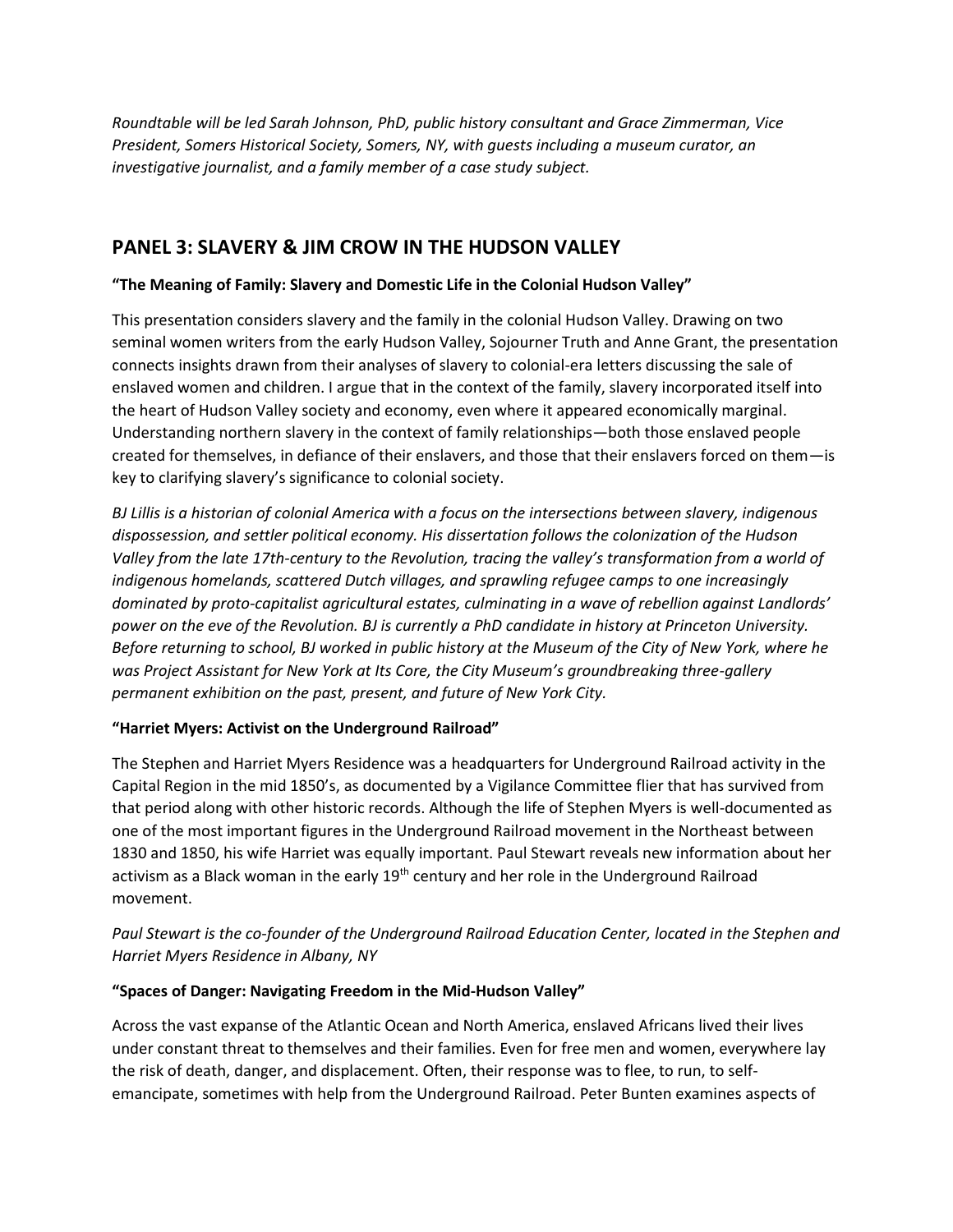*Roundtable will be led Sarah Johnson, PhD, public history consultant and Grace Zimmerman, Vice President, Somers Historical Society, Somers, NY, with guests including a museum curator, an investigative journalist, and a family member of a case study subject.*

## PANEL 3: SLAVERY & JIM CROW IN THE HUDSON VALLEY

**"The Meaning of Family: Slavery and Domestic Life in the Colonial Hudson Valley"**

This presentation considers slavery and the family in the colonial Hudson Valley. Drawing on two seminal women writers from the early Hudson Valley, Sojourner Truth and Anne Grant, the presentation connects insights drawn from their analyses of slavery to colonial-era letters discussing the sale of enslaved women and children. I argue that in the context of the family, slavery incorporated itself into the heart of Hudson Valley society and economy, even where it appeared economically marginal. Understanding northern slavery in the context of family relationships—both those enslaved people created for themselves, in defiance of their enslavers, and those that their enslavers forced on them—is key to clarifying slavery's significance to colonial society.

*BJ Lillis is a historian of colonial America with a focus on the intersections between slavery, indigenous dispossession, and settler political economy. His dissertation follows the colonization of the Hudson Valley from the late 17th-century to the Revolution, tracing the valley's transformation from a world of indigenous homelands, scattered Dutch villages, and sprawling refugee camps to one increasingly dominated by proto-capitalist agricultural estates, culminating in a wave of rebellion against Landlords' power on the eve of the Revolution. BJ is currently a PhD candidate in history at Princeton University. Before returning to school, BJ worked in public history at the Museum of the City of New York, where he was Project Assistant for New York at Its Core, the City Museum's groundbreaking three-gallery permanent exhibition on the past, present, and future of New York City.*

**"Harriet Myers: Activist on the Underground Railroad"**

The Stephen and Harriet Myers Residence was a headquarters for Underground Railroad activity in the Capital Region in the mid 1850's, as documented by a Vigilance Committee flier that has survived from that period along with other historic records. Although the life of Stephen Myers is well-documented as one of the most important figures in the Underground Railroad movement in the Northeast between 1830 and 1850, his wife Harriet was equally important. Paul Stewart reveals new information about her activism as a Black woman in the early 19th century and her role in the Underground Railroad movement.

*Paul Stewart is the co-founder of the Underground Railroad Education Center, located in the Stephen and Harriet Myers Residence in Albany, NY*

**"Spaces of Danger: Navigating Freedom in the Mid-Hudson Valley"**

Across the vast expanse of the Atlantic Ocean and North America, enslaved Africans lived their lives under constant threat to themselves and their families. Even for free men and women, everywhere lay the risk of death, danger, and displacement. Often, their response was to flee, to run, to self-emancipate, sometimes with help from the Underground Railroad. Peter Bunten examines aspects of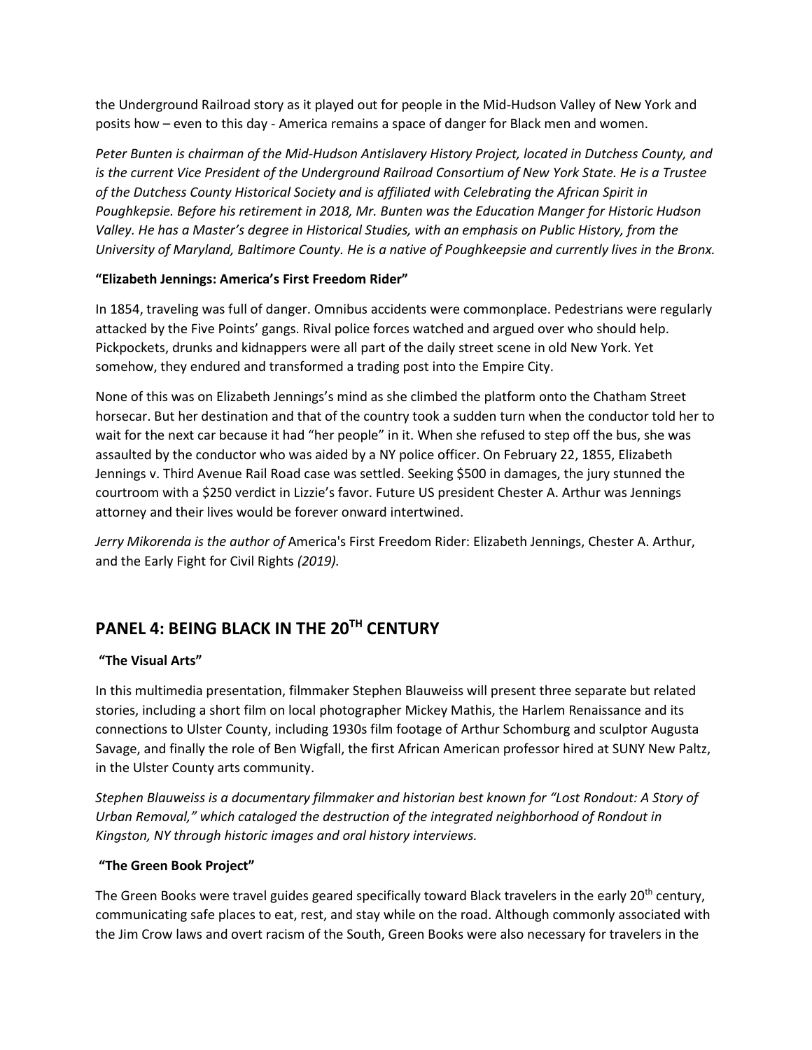the Underground Railroad story as it played out for people in the Mid-Hudson Valley of New York and posits how – even to this day - America remains a space of danger for Black men and women.

*Peter Bunten is chairman of the Mid-Hudson Antislavery History Project, located in Dutchess County, and is the current Vice President of the Underground Railroad Consortium of New York State. He is a Trustee of the Dutchess County Historical Society and is affiliated with Celebrating the African Spirit in Poughkepsie. Before his retirement in 2018, Mr. Bunten was the Education Manger for Historic Hudson Valley. He has a Master's degree in Historical Studies, with an emphasis on Public History, from the University of Maryland, Baltimore County. He is a native of Poughkeepsie and currently lives in the Bronx.*

**"Elizabeth Jennings: America's First Freedom Rider"**

In 1854, traveling was full of danger. Omnibus accidents were commonplace. Pedestrians were regularly attacked by the Five Points' gangs. Rival police forces watched and argued over who should help. Pickpockets, drunks and kidnappers were all part of the daily street scene in old New York. Yet somehow, they endured and transformed a trading post into the Empire City.

None of this was on Elizabeth Jennings's mind as she climbed the platform onto the Chatham Street horsecar. But her destination and that of the country took a sudden turn when the conductor told her to wait for the next car because it had "her people" in it. When she refused to step off the bus, she was assaulted by the conductor who was aided by a NY police officer. On February 22, 1855, Elizabeth Jennings v. Third Avenue Rail Road case was settled. Seeking $500 in damages, the jury stunned the courtroom with a $250 verdict in Lizzie's favor. Future US president Chester A. Arthur was Jennings attorney and their lives would be forever onward intertwined.

*Jerry Mikorenda is the author of* America's First Freedom Rider: Elizabeth Jennings, Chester A. Arthur, and the Early Fight for Civil Rights *(2019).*

## PANEL 4: BEING BLACK IN THE 20TH CENTURY

**"The Visual Arts"**

In this multimedia presentation, filmmaker Stephen Blauweiss will present three separate but related stories, including a short film on local photographer Mickey Mathis, the Harlem Renaissance and its connections to Ulster County, including 1930s film footage of Arthur Schomburg and sculptor Augusta Savage, and finally the role of Ben Wigfall, the first African American professor hired at SUNY New Paltz, in the Ulster County arts community.

*Stephen Blauweiss is a documentary filmmaker and historian best known for "Lost Rondout: A Story of Urban Removal," which cataloged the destruction of the integrated neighborhood of Rondout in Kingston, NY through historic images and oral history interviews.*

**"The Green Book Project"**

The Green Books were travel guides geared specifically toward Black travelers in the early 20th century, communicating safe places to eat, rest, and stay while on the road. Although commonly associated with the Jim Crow laws and overt racism of the South, Green Books were also necessary for travelers in the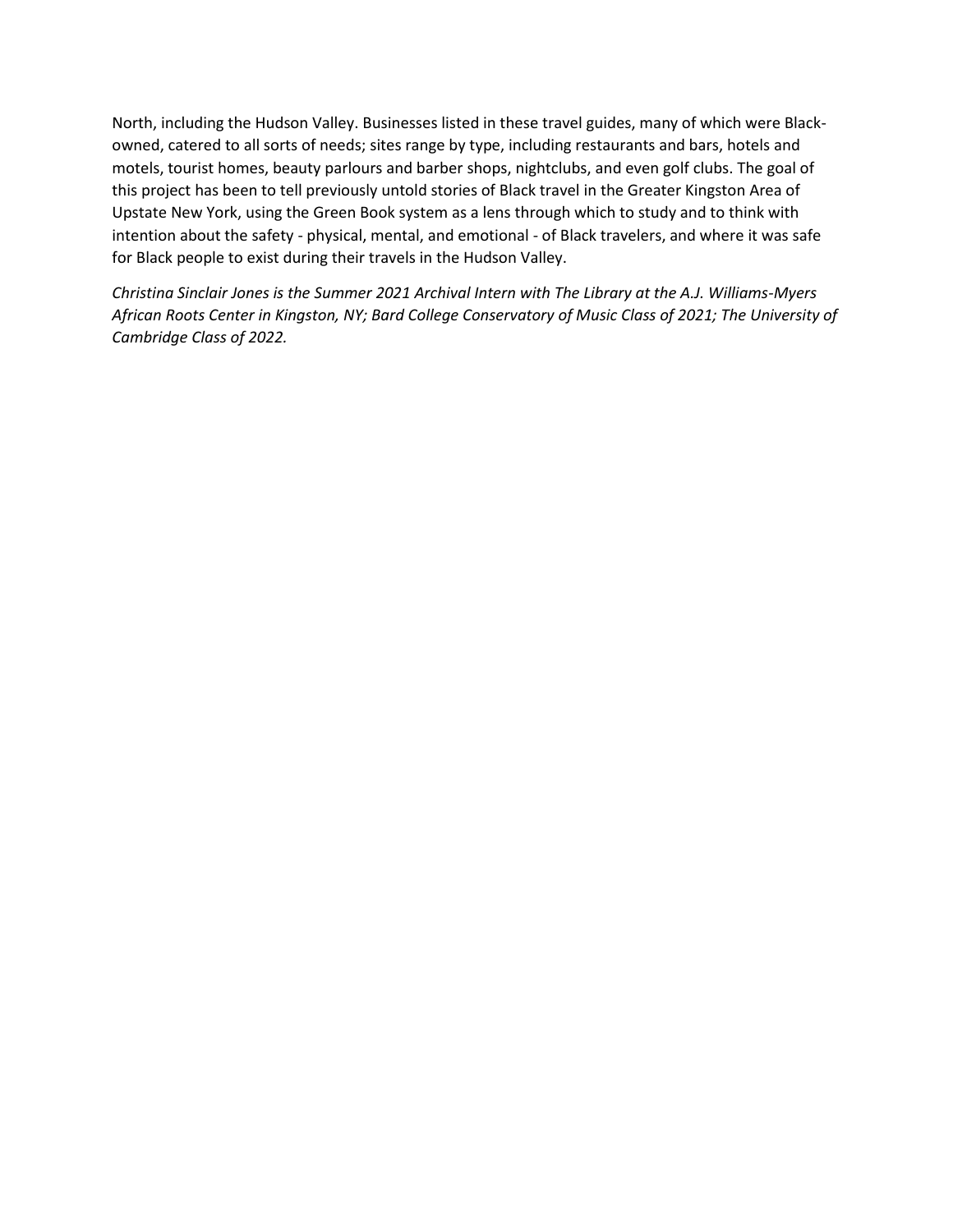North, including the Hudson Valley. Businesses listed in these travel guides, many of which were Black-owned, catered to all sorts of needs; sites range by type, including restaurants and bars, hotels and motels, tourist homes, beauty parlours and barber shops, nightclubs, and even golf clubs. The goal of this project has been to tell previously untold stories of Black travel in the Greater Kingston Area of Upstate New York, using the Green Book system as a lens through which to study and to think with intention about the safety - physical, mental, and emotional - of Black travelers, and where it was safe for Black people to exist during their travels in the Hudson Valley.

*Christina Sinclair Jones is the Summer 2021 Archival Intern with The Library at the A.J. Williams-Myers African Roots Center in Kingston, NY; Bard College Conservatory of Music Class of 2021; The University of Cambridge Class of 2022.*